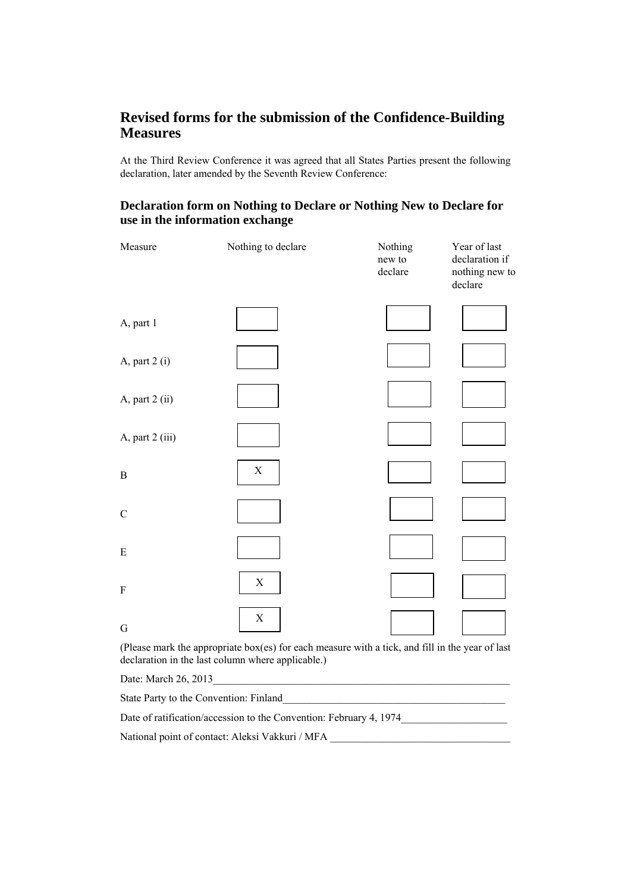## Revised forms for the submission of the Confidence-Building Measures

At the Third Review Conference it was agreed that all States Parties present the following declaration, later amended by the Seventh Review Conference:

### Declaration form on Nothing to Declare or Nothing New to Declare for use in the information exchange

| Measure | Nothing to declare | Nothing new to declare | Year of last declaration if nothing new to declare |
|---|---|---|---|
| A, part 1 | | | |
| A, part 2 (i) | | | |
| A, part 2 (ii) | | | |
| A, part 2 (iii) | | | |
| B | X | | |
| C | | | |
| E | | | |
| F | X | | |
| G | X | | |

(Please mark the appropriate box(es) for each measure with a tick, and fill in the year of last declaration in the last column where applicable.)

Date: March 26, 2013

State Party to the Convention: Finland

Date of ratification/accession to the Convention: February 4, 1974

National point of contact: Aleksi Vakkuri / MFA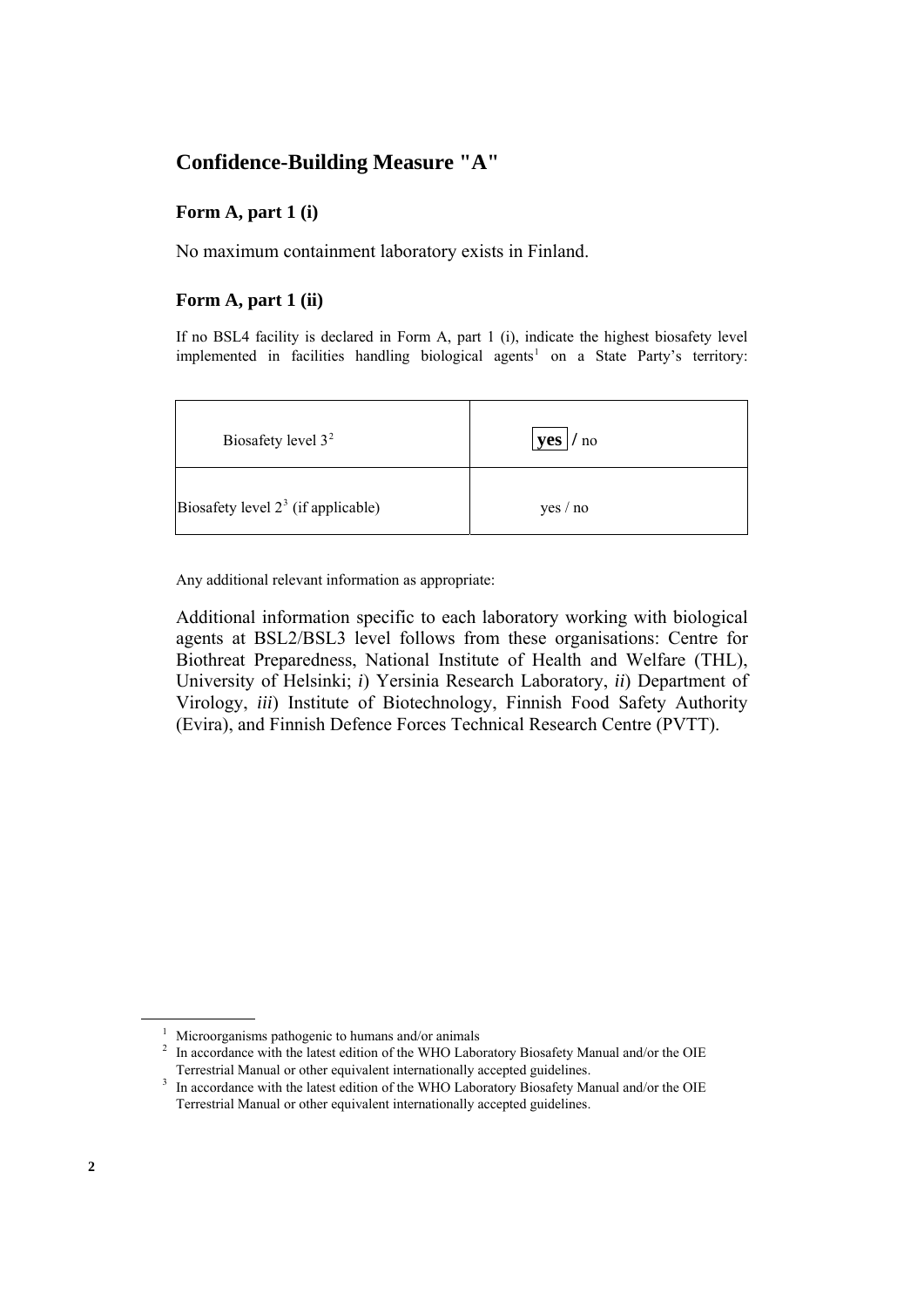## Confidence-Building Measure "A"

### Form A, part 1 (i)

No maximum containment laboratory exists in Finland.

### Form A, part 1 (ii)

If no BSL4 facility is declared in Form A, part 1 (i), indicate the highest biosafety level implemented in facilities handling biological agents[1] on a State Party's territory:

| | |
|---|---|
| Biosafety level 3[2] | **yes** / no |
| Biosafety level 2[3] (if applicable) | yes / no |

Any additional relevant information as appropriate:

Additional information specific to each laboratory working with biological agents at BSL2/BSL3 level follows from these organisations: Centre for Biothreat Preparedness, National Institute of Health and Welfare (THL), University of Helsinki; *i*) Yersinia Research Laboratory, *ii*) Department of Virology, *iii*) Institute of Biotechnology, Finnish Food Safety Authority (Evira), and Finnish Defence Forces Technical Research Centre (PVTT).

---

[1] Microorganisms pathogenic to humans and/or animals

[2] In accordance with the latest edition of the WHO Laboratory Biosafety Manual and/or the OIE Terrestrial Manual or other equivalent internationally accepted guidelines.

[3] In accordance with the latest edition of the WHO Laboratory Biosafety Manual and/or the OIE Terrestrial Manual or other equivalent internationally accepted guidelines.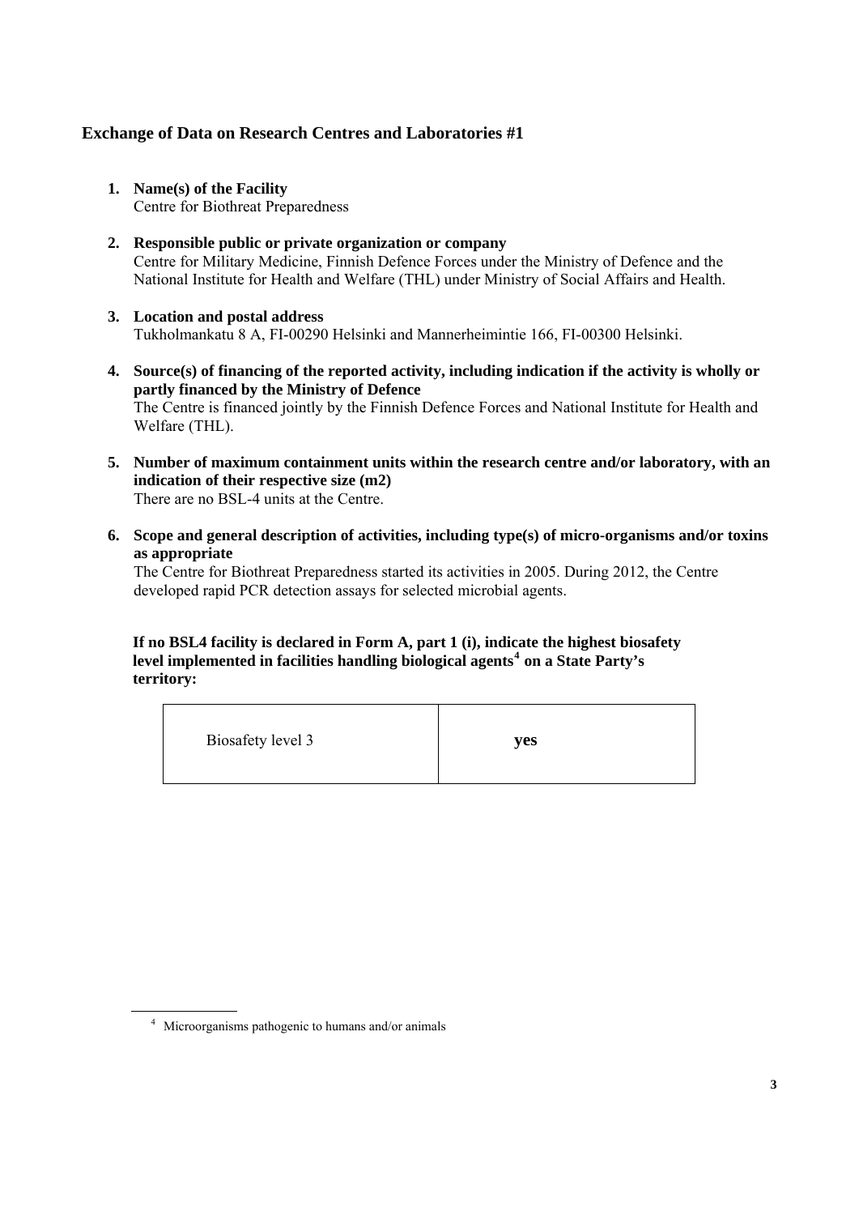## Exchange of Data on Research Centres and Laboratories #1

1. **Name(s) of the Facility**
   Centre for Biothreat Preparedness

2. **Responsible public or private organization or company**
   Centre for Military Medicine, Finnish Defence Forces under the Ministry of Defence and the National Institute for Health and Welfare (THL) under Ministry of Social Affairs and Health.

3. **Location and postal address**
   Tukholmankatu 8 A, FI-00290 Helsinki and Mannerheimintie 166, FI-00300 Helsinki.

4. **Source(s) of financing of the reported activity, including indication if the activity is wholly or partly financed by the Ministry of Defence**
   The Centre is financed jointly by the Finnish Defence Forces and National Institute for Health and Welfare (THL).

5. **Number of maximum containment units within the research centre and/or laboratory, with an indication of their respective size (m2)**
   There are no BSL-4 units at the Centre.

6. **Scope and general description of activities, including type(s) of micro-organisms and/or toxins as appropriate**
   The Centre for Biothreat Preparedness started its activities in 2005. During 2012, the Centre developed rapid PCR detection assays for selected microbial agents.

**If no BSL4 facility is declared in Form A, part 1 (i), indicate the highest biosafety level implemented in facilities handling biological agents[4] on a State Party's territory:**

| | |
|---|---|
| Biosafety level 3 | **yes** |

[4] Microorganisms pathogenic to humans and/or animals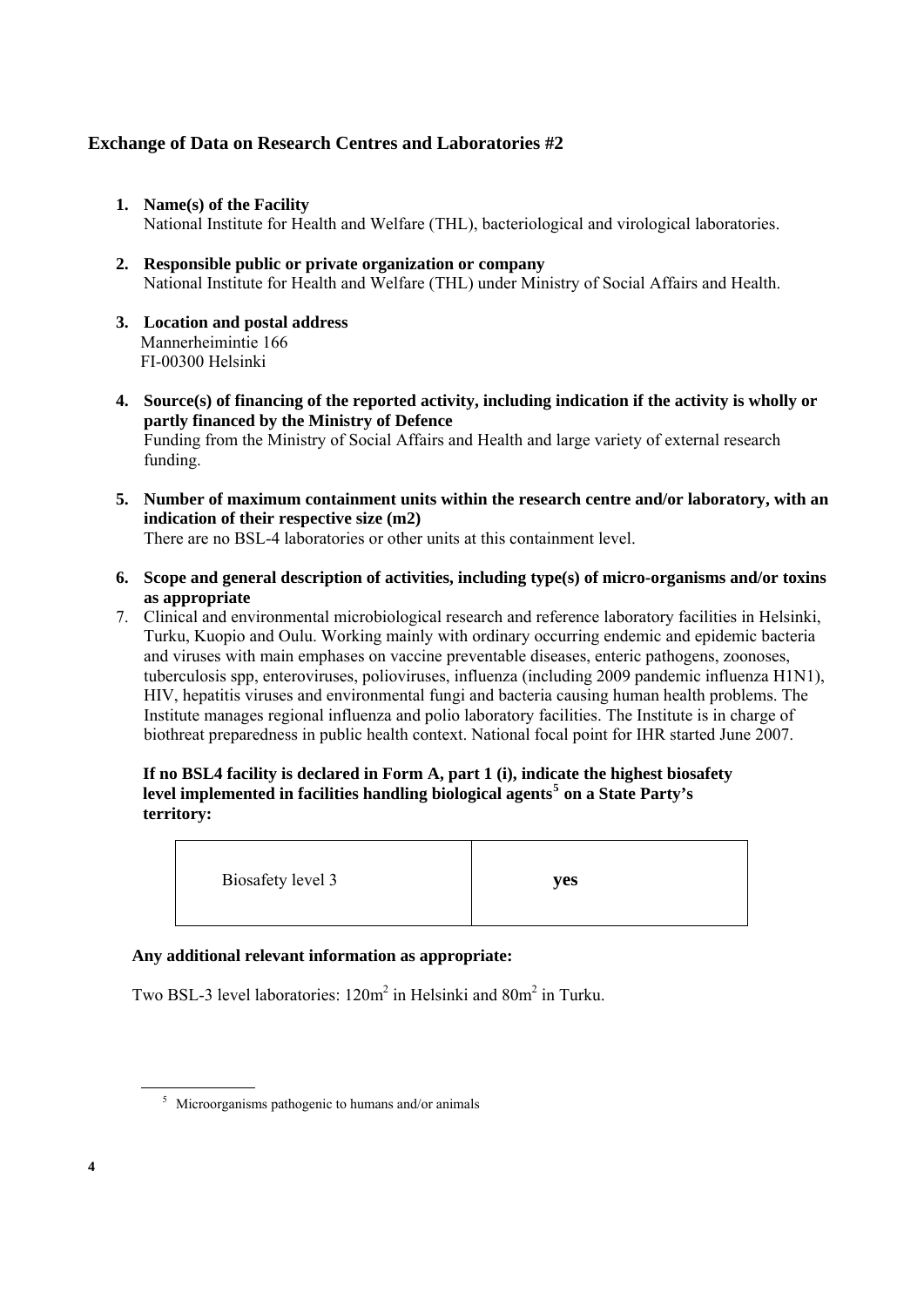### Exchange of Data on Research Centres and Laboratories #2

1. **Name(s) of the Facility**
   National Institute for Health and Welfare (THL), bacteriological and virological laboratories.

2. **Responsible public or private organization or company**
   National Institute for Health and Welfare (THL) under Ministry of Social Affairs and Health.

3. **Location and postal address**
   Mannerheimintie 166
   FI-00300 Helsinki

4. **Source(s) of financing of the reported activity, including indication if the activity is wholly or partly financed by the Ministry of Defence**
   Funding from the Ministry of Social Affairs and Health and large variety of external research funding.

5. **Number of maximum containment units within the research centre and/or laboratory, with an indication of their respective size (m2)**
   There are no BSL-4 laboratories or other units at this containment level.

6. **Scope and general description of activities, including type(s) of micro-organisms and/or toxins as appropriate**

7. Clinical and environmental microbiological research and reference laboratory facilities in Helsinki, Turku, Kuopio and Oulu. Working mainly with ordinary occurring endemic and epidemic bacteria and viruses with main emphases on vaccine preventable diseases, enteric pathogens, zoonoses, tuberculosis spp, enteroviruses, polioviruses, influenza (including 2009 pandemic influenza H1N1), HIV, hepatitis viruses and environmental fungi and bacteria causing human health problems. The Institute manages regional influenza and polio laboratory facilities. The Institute is in charge of biothreat preparedness in public health context. National focal point for IHR started June 2007.

**If no BSL4 facility is declared in Form A, part 1 (i), indicate the highest biosafety level implemented in facilities handling biological agents[5] on a State Party's territory:**

| Biosafety level 3 | **yes** |
|---|---|

**Any additional relevant information as appropriate:**

Two BSL-3 level laboratories: 120m$^2$ in Helsinki and 80m$^2$ in Turku.

[5] Microorganisms pathogenic to humans and/or animals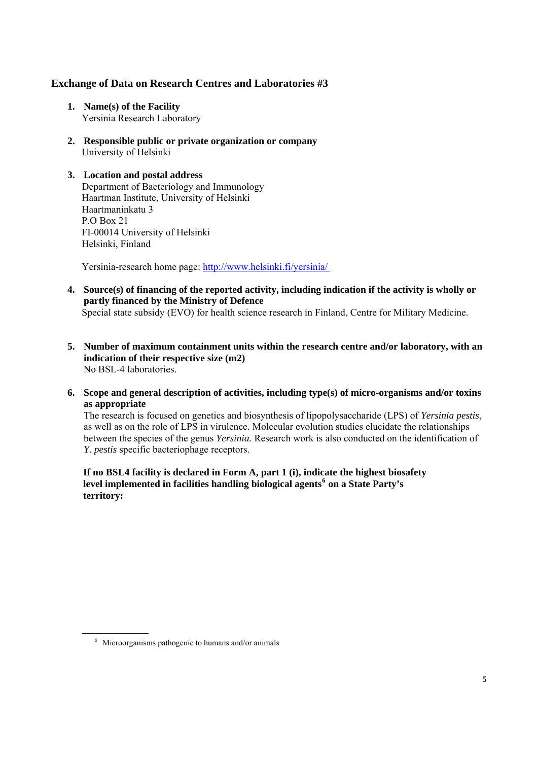## Exchange of Data on Research Centres and Laboratories #3

1. **Name(s) of the Facility**
   Yersinia Research Laboratory

2. **Responsible public or private organization or company**
   University of Helsinki

3. **Location and postal address**
   Department of Bacteriology and Immunology
   Haartman Institute, University of Helsinki
   Haartmaninkatu 3
   P.O Box 21
   FI-00014 University of Helsinki
   Helsinki, Finland

   Yersinia-research home page: [http://www.helsinki.fi/yersinia/](http://www.helsinki.fi/yersinia/)

4. **Source(s) of financing of the reported activity, including indication if the activity is wholly or partly financed by the Ministry of Defence**
   Special state subsidy (EVO) for health science research in Finland, Centre for Military Medicine.

5. **Number of maximum containment units within the research centre and/or laboratory, with an indication of their respective size (m2)**
   No BSL-4 laboratories.

6. **Scope and general description of activities, including type(s) of micro-organisms and/or toxins as appropriate**
   The research is focused on genetics and biosynthesis of lipopolysaccharide (LPS) of *Yersinia pestis*, as well as on the role of LPS in virulence. Molecular evolution studies elucidate the relationships between the species of the genus *Yersinia.* Research work is also conducted on the identification of *Y. pestis* specific bacteriophage receptors.

   **If no BSL4 facility is declared in Form A, part 1 (i), indicate the highest biosafety level implemented in facilities handling biological agents[6] on a State Party's territory:**

[6] Microorganisms pathogenic to humans and/or animals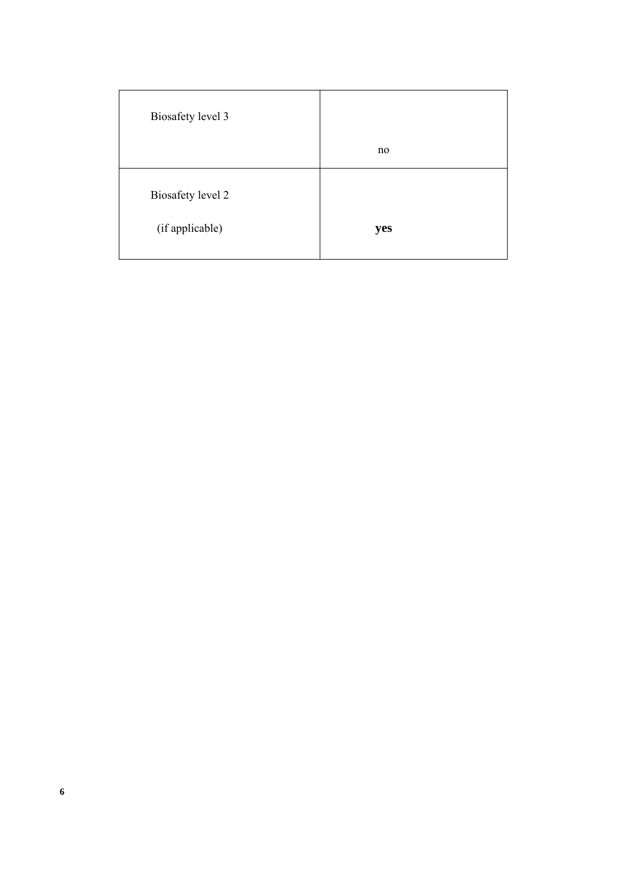| | |
|---|---|
| Biosafety level 3 | no |
| Biosafety level 2 (if applicable) | **yes** |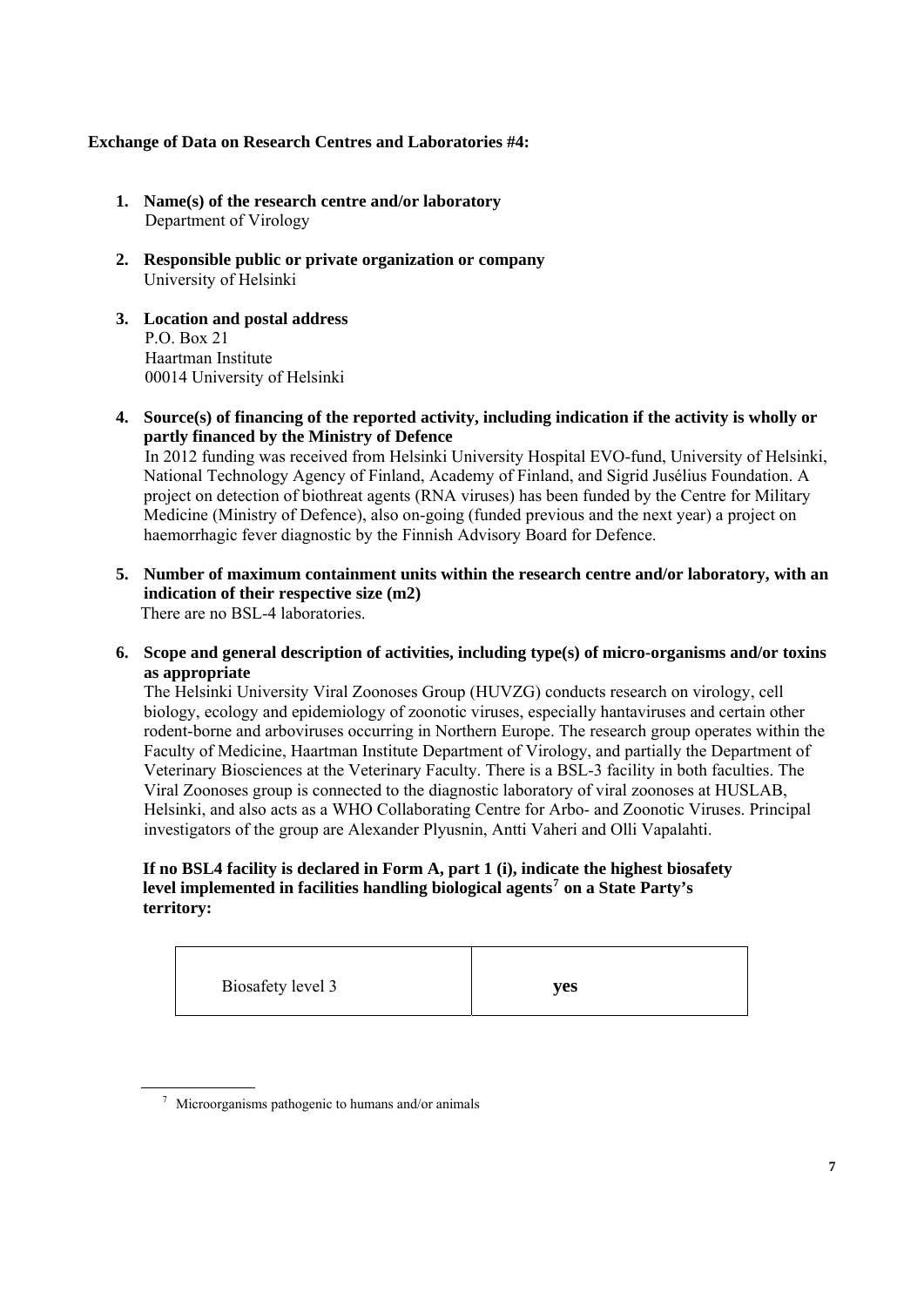**Exchange of Data on Research Centres and Laboratories #4:**

1. **Name(s) of the research centre and/or laboratory**
   Department of Virology

2. **Responsible public or private organization or company**
   University of Helsinki

3. **Location and postal address**
   P.O. Box 21
   Haartman Institute
   00014 University of Helsinki

4. **Source(s) of financing of the reported activity, including indication if the activity is wholly or partly financed by the Ministry of Defence**
   In 2012 funding was received from Helsinki University Hospital EVO-fund, University of Helsinki, National Technology Agency of Finland, Academy of Finland, and Sigrid Jusélius Foundation. A project on detection of biothreat agents (RNA viruses) has been funded by the Centre for Military Medicine (Ministry of Defence), also on-going (funded previous and the next year) a project on haemorrhagic fever diagnostic by the Finnish Advisory Board for Defence.

5. **Number of maximum containment units within the research centre and/or laboratory, with an indication of their respective size (m2)**
   There are no BSL-4 laboratories.

6. **Scope and general description of activities, including type(s) of micro-organisms and/or toxins as appropriate**
   The Helsinki University Viral Zoonoses Group (HUVZG) conducts research on virology, cell biology, ecology and epidemiology of zoonotic viruses, especially hantaviruses and certain other rodent-borne and arboviruses occurring in Northern Europe. The research group operates within the Faculty of Medicine, Haartman Institute Department of Virology, and partially the Department of Veterinary Biosciences at the Veterinary Faculty. There is a BSL-3 facility in both faculties. The Viral Zoonoses group is connected to the diagnostic laboratory of viral zoonoses at HUSLAB, Helsinki, and also acts as a WHO Collaborating Centre for Arbo- and Zoonotic Viruses. Principal investigators of the group are Alexander Plyusnin, Antti Vaheri and Olli Vapalahti.

   **If no BSL4 facility is declared in Form A, part 1 (i), indicate the highest biosafety level implemented in facilities handling biological agents[7] on a State Party's territory:**

| Biosafety level 3 | **yes** |
|---|---|

[7] Microorganisms pathogenic to humans and/or animals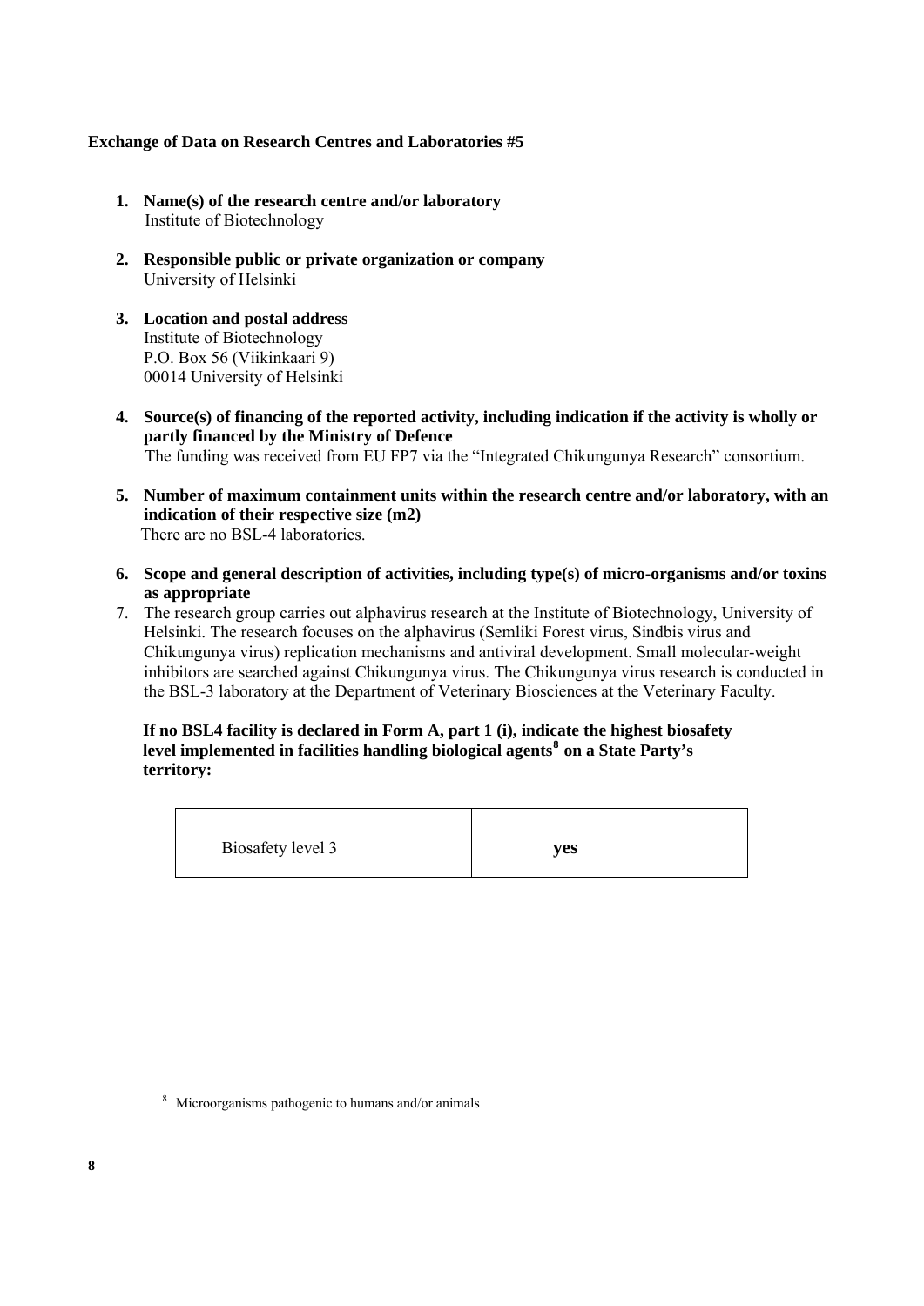**Exchange of Data on Research Centres and Laboratories #5**

1. **Name(s) of the research centre and/or laboratory**
   Institute of Biotechnology

2. **Responsible public or private organization or company**
   University of Helsinki

3. **Location and postal address**
   Institute of Biotechnology
   P.O. Box 56 (Viikinkaari 9)
   00014 University of Helsinki

4. **Source(s) of financing of the reported activity, including indication if the activity is wholly or partly financed by the Ministry of Defence**
   The funding was received from EU FP7 via the "Integrated Chikungunya Research" consortium.

5. **Number of maximum containment units within the research centre and/or laboratory, with an indication of their respective size (m2)**
   There are no BSL-4 laboratories.

6. **Scope and general description of activities, including type(s) of micro-organisms and/or toxins as appropriate**

7. The research group carries out alphavirus research at the Institute of Biotechnology, University of Helsinki. The research focuses on the alphavirus (Semliki Forest virus, Sindbis virus and Chikungunya virus) replication mechanisms and antiviral development. Small molecular-weight inhibitors are searched against Chikungunya virus. The Chikungunya virus research is conducted in the BSL-3 laboratory at the Department of Veterinary Biosciences at the Veterinary Faculty.

**If no BSL4 facility is declared in Form A, part 1 (i), indicate the highest biosafety level implemented in facilities handling biological agents[8] on a State Party's territory:**

| Biosafety level 3 | **yes** |
|---|---|

[8] Microorganisms pathogenic to humans and/or animals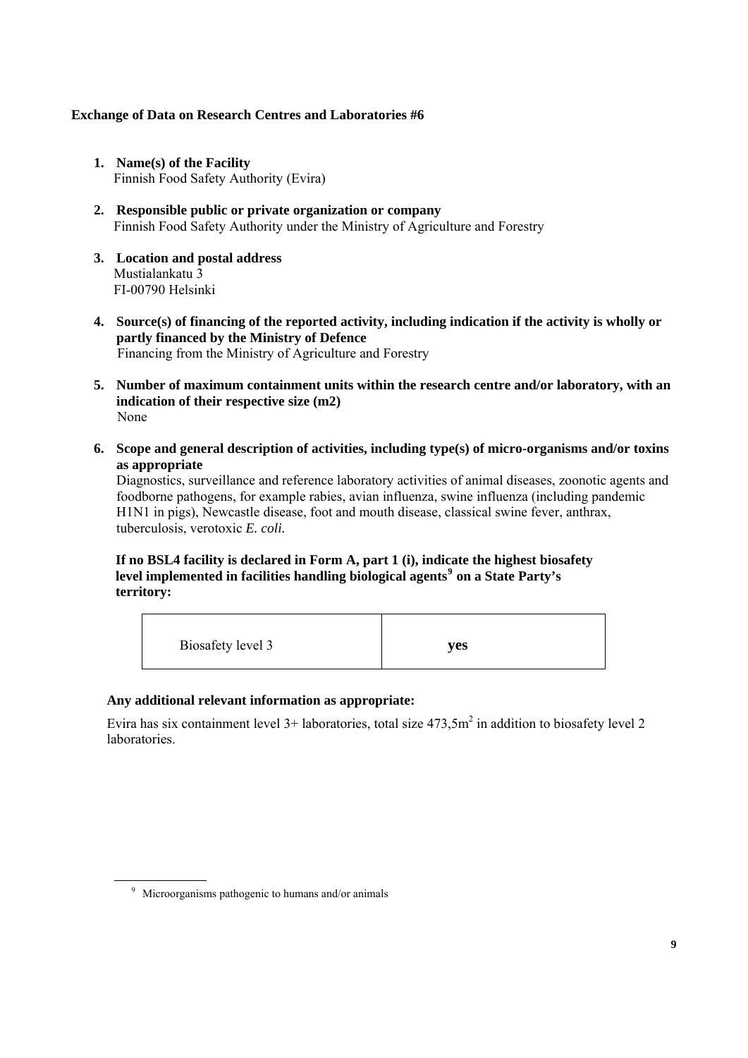**Exchange of Data on Research Centres and Laboratories #6**

1. **Name(s) of the Facility**
   Finnish Food Safety Authority (Evira)

2. **Responsible public or private organization or company**
   Finnish Food Safety Authority under the Ministry of Agriculture and Forestry

3. **Location and postal address**
   Mustialankatu 3
   FI-00790 Helsinki

4. **Source(s) of financing of the reported activity, including indication if the activity is wholly or partly financed by the Ministry of Defence**
   Financing from the Ministry of Agriculture and Forestry

5. **Number of maximum containment units within the research centre and/or laboratory, with an indication of their respective size (m2)**
   None

6. **Scope and general description of activities, including type(s) of micro-organisms and/or toxins as appropriate**
   Diagnostics, surveillance and reference laboratory activities of animal diseases, zoonotic agents and foodborne pathogens, for example rabies, avian influenza, swine influenza (including pandemic H1N1 in pigs), Newcastle disease, foot and mouth disease, classical swine fever, anthrax, tuberculosis, verotoxic *E. coli.*

   **If no BSL4 facility is declared in Form A, part 1 (i), indicate the highest biosafety level implemented in facilities handling biological agents[9] on a State Party's territory:**

| Biosafety level 3 | **yes** |
|---|---|

**Any additional relevant information as appropriate:**

Evira has six containment level 3+ laboratories, total size 473,5$m^2$ in addition to biosafety level 2 laboratories.

[9] Microorganisms pathogenic to humans and/or animals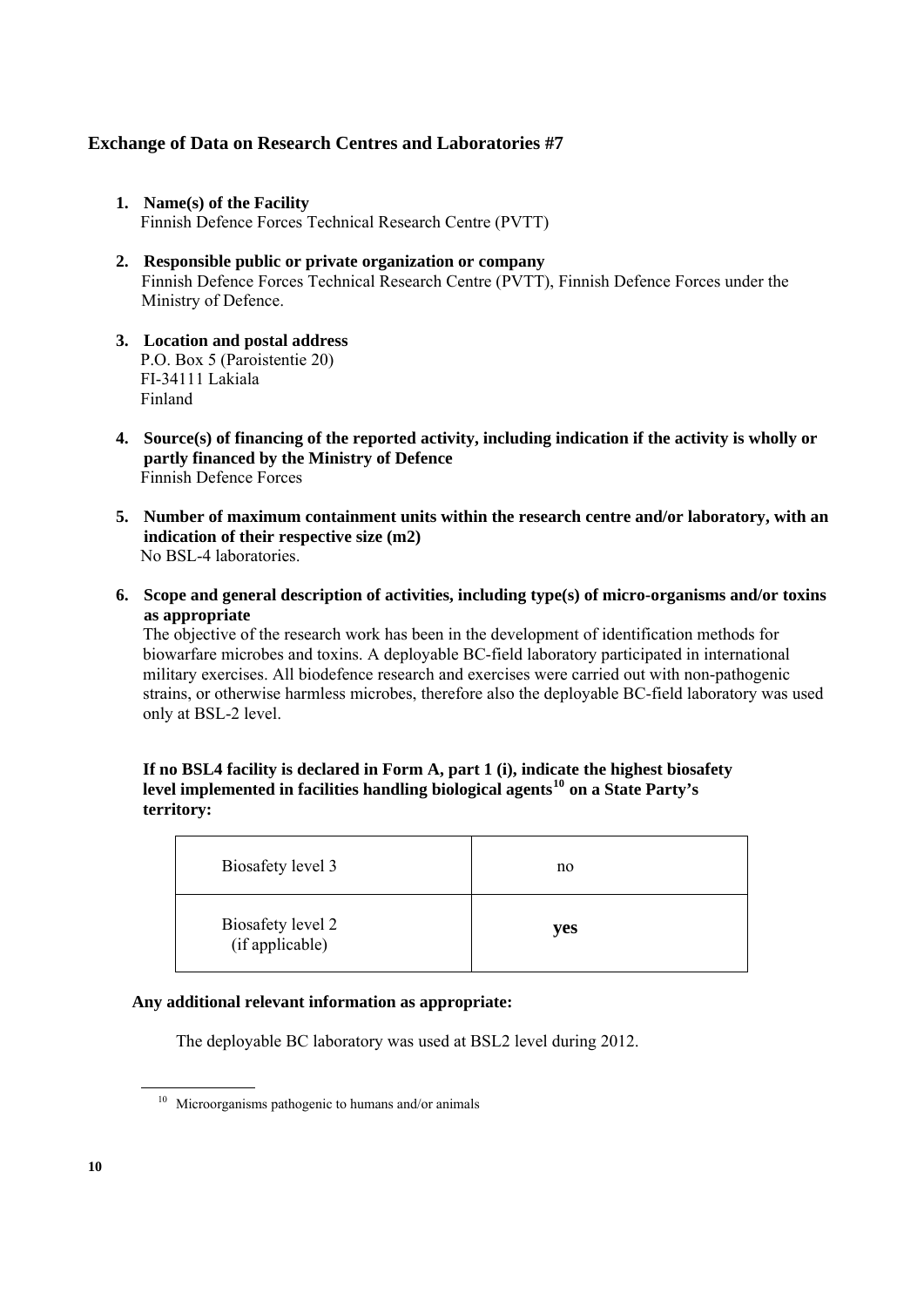### Exchange of Data on Research Centres and Laboratories #7

1. **Name(s) of the Facility**
   Finnish Defence Forces Technical Research Centre (PVTT)

2. **Responsible public or private organization or company**
   Finnish Defence Forces Technical Research Centre (PVTT), Finnish Defence Forces under the Ministry of Defence.

3. **Location and postal address**
   P.O. Box 5 (Paroistentie 20)
   FI-34111 Lakiala
   Finland

4. **Source(s) of financing of the reported activity, including indication if the activity is wholly or partly financed by the Ministry of Defence**
   Finnish Defence Forces

5. **Number of maximum containment units within the research centre and/or laboratory, with an indication of their respective size (m2)**
   No BSL-4 laboratories.

6. **Scope and general description of activities, including type(s) of micro-organisms and/or toxins as appropriate**
   The objective of the research work has been in the development of identification methods for biowarfare microbes and toxins. A deployable BC-field laboratory participated in international military exercises. All biodefence research and exercises were carried out with non-pathogenic strains, or otherwise harmless microbes, therefore also the deployable BC-field laboratory was used only at BSL-2 level.

**If no BSL4 facility is declared in Form A, part 1 (i), indicate the highest biosafety level implemented in facilities handling biological agents[10] on a State Party's territory:**

| | |
|---|---|
| Biosafety level 3 | no |
| Biosafety level 2 (if applicable) | **yes** |

**Any additional relevant information as appropriate:**

The deployable BC laboratory was used at BSL2 level during 2012.

[10] Microorganisms pathogenic to humans and/or animals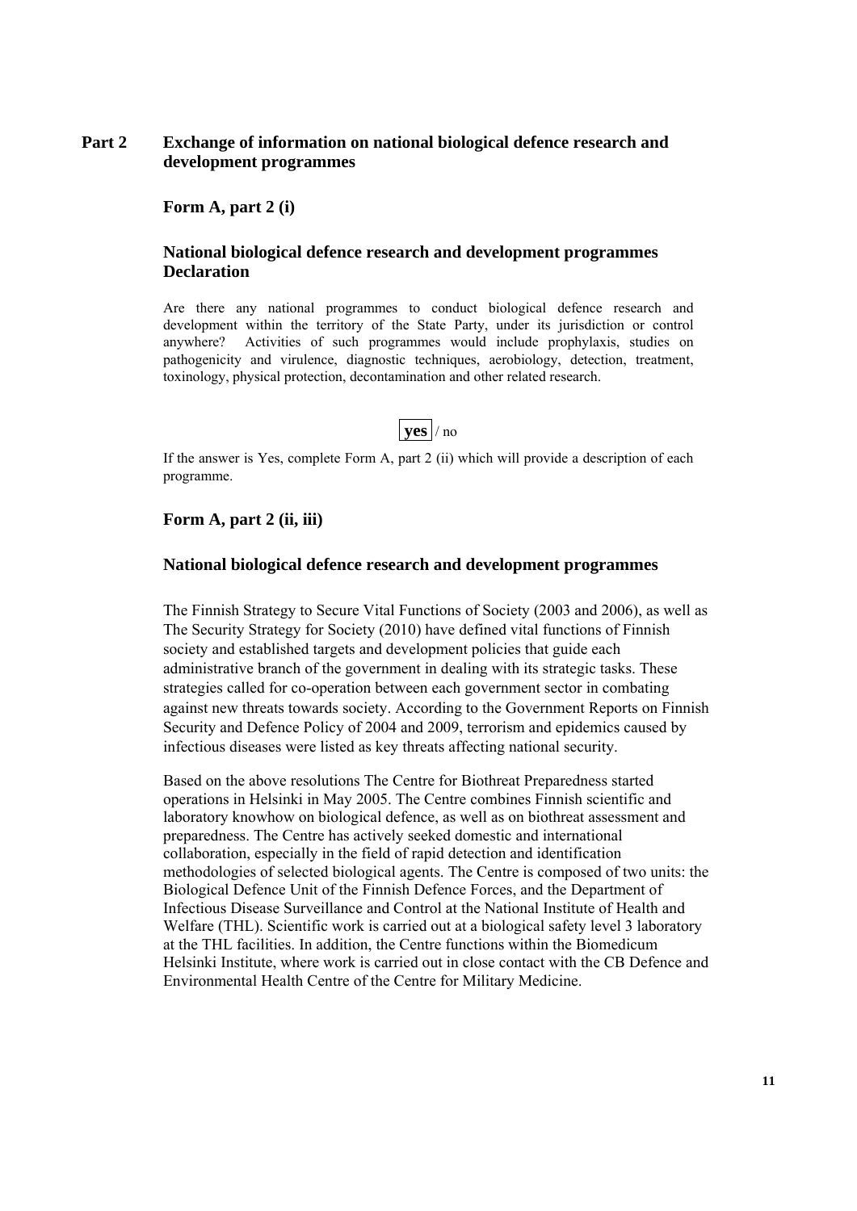## Part 2 Exchange of information on national biological defence research and development programmes

### Form A, part 2 (i)

### National biological defence research and development programmes Declaration

Are there any national programmes to conduct biological defence research and development within the territory of the State Party, under its jurisdiction or control anywhere? Activities of such programmes would include prophylaxis, studies on pathogenicity and virulence, diagnostic techniques, aerobiology, detection, treatment, toxinology, physical protection, decontamination and other related research.

**yes** / no

If the answer is Yes, complete Form A, part 2 (ii) which will provide a description of each programme.

### Form A, part 2 (ii, iii)

### National biological defence research and development programmes

The Finnish Strategy to Secure Vital Functions of Society (2003 and 2006), as well as The Security Strategy for Society (2010) have defined vital functions of Finnish society and established targets and development policies that guide each administrative branch of the government in dealing with its strategic tasks. These strategies called for co-operation between each government sector in combating against new threats towards society. According to the Government Reports on Finnish Security and Defence Policy of 2004 and 2009, terrorism and epidemics caused by infectious diseases were listed as key threats affecting national security.

Based on the above resolutions The Centre for Biothreat Preparedness started operations in Helsinki in May 2005. The Centre combines Finnish scientific and laboratory knowhow on biological defence, as well as on biothreat assessment and preparedness. The Centre has actively seeked domestic and international collaboration, especially in the field of rapid detection and identification methodologies of selected biological agents. The Centre is composed of two units: the Biological Defence Unit of the Finnish Defence Forces, and the Department of Infectious Disease Surveillance and Control at the National Institute of Health and Welfare (THL). Scientific work is carried out at a biological safety level 3 laboratory at the THL facilities. In addition, the Centre functions within the Biomedicum Helsinki Institute, where work is carried out in close contact with the CB Defence and Environmental Health Centre of the Centre for Military Medicine.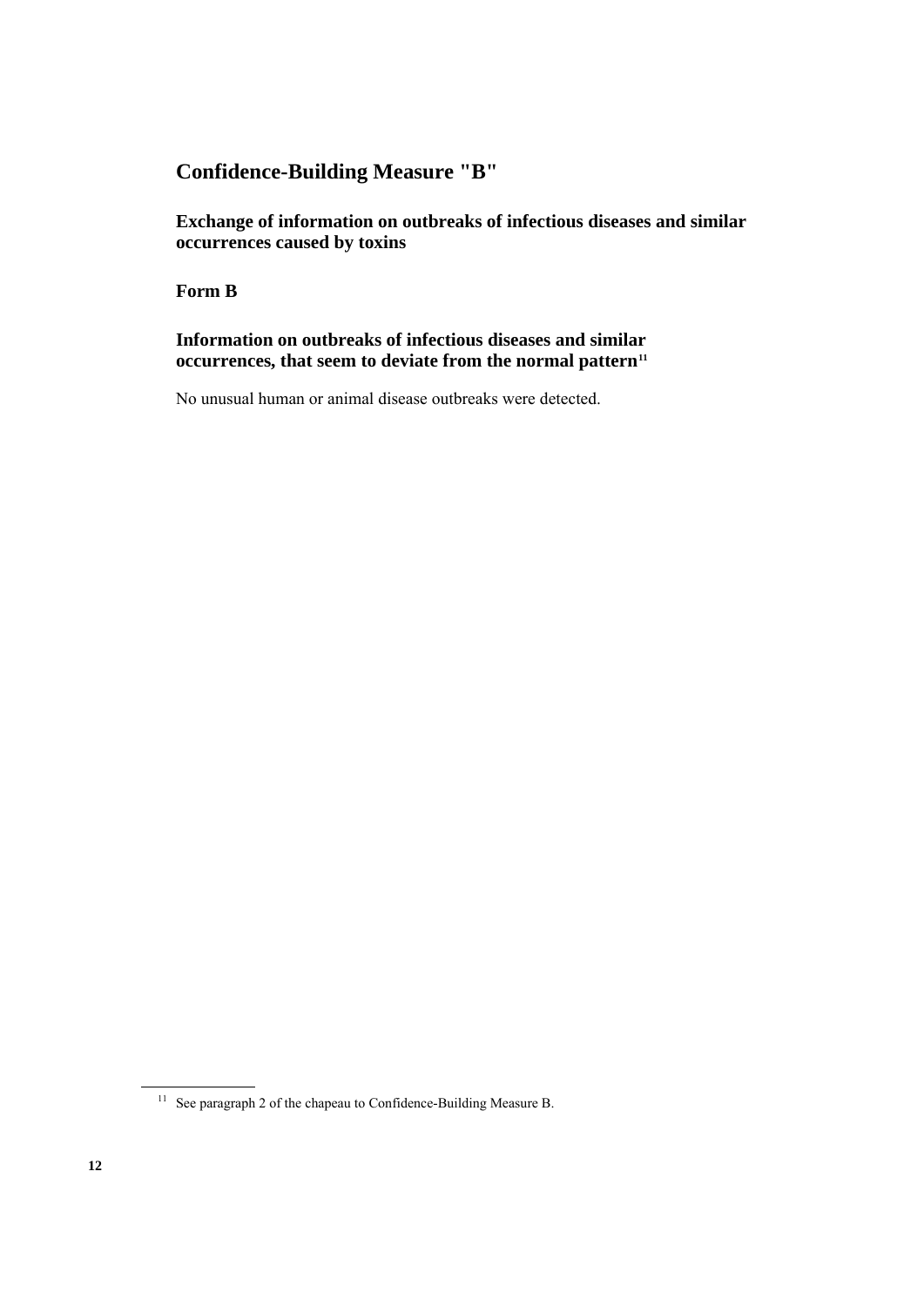## Confidence-Building Measure "B"

### Exchange of information on outbreaks of infectious diseases and similar occurrences caused by toxins

### Form B

### Information on outbreaks of infectious diseases and similar occurrences, that seem to deviate from the normal pattern[11]

No unusual human or animal disease outbreaks were detected.

[11] See paragraph 2 of the chapeau to Confidence-Building Measure B.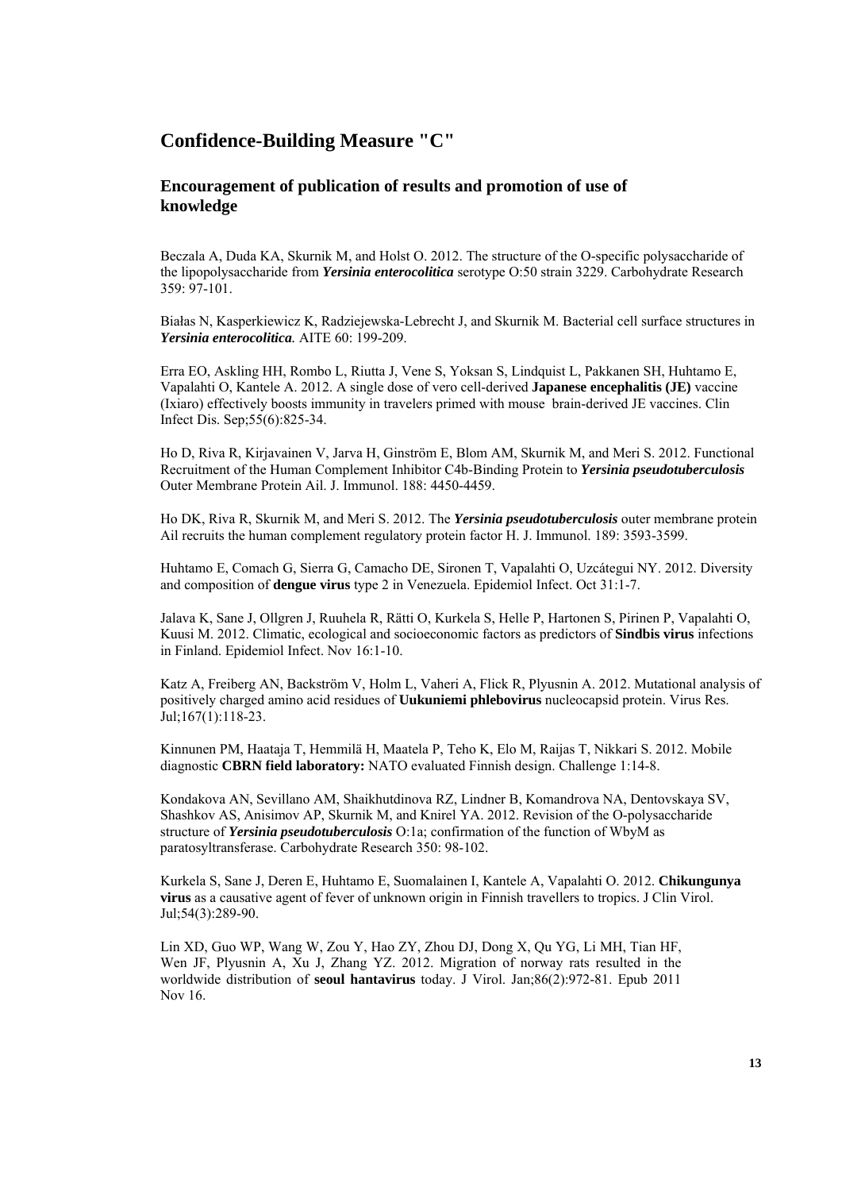## Confidence-Building Measure "C"

### Encouragement of publication of results and promotion of use of knowledge

Beczala A, Duda KA, Skurnik M, and Holst O. 2012. The structure of the O-specific polysaccharide of the lipopolysaccharide from ***Yersinia enterocolitica*** serotype O:50 strain 3229. Carbohydrate Research 359: 97-101.

Białas N, Kasperkiewicz K, Radziejewska-Lebrecht J, and Skurnik M. Bacterial cell surface structures in ***Yersinia enterocolitica***. AITE 60: 199-209.

Erra EO, Askling HH, Rombo L, Riutta J, Vene S, Yoksan S, Lindquist L, Pakkanen SH, Huhtamo E, Vapalahti O, Kantele A. 2012. A single dose of vero cell-derived **Japanese encephalitis (JE)** vaccine (Ixiaro) effectively boosts immunity in travelers primed with mouse brain-derived JE vaccines. Clin Infect Dis. Sep;55(6):825-34.

Ho D, Riva R, Kirjavainen V, Jarva H, Ginström E, Blom AM, Skurnik M, and Meri S. 2012. Functional Recruitment of the Human Complement Inhibitor C4b-Binding Protein to ***Yersinia pseudotuberculosis*** Outer Membrane Protein Ail. J. Immunol. 188: 4450-4459.

Ho DK, Riva R, Skurnik M, and Meri S. 2012. The ***Yersinia pseudotuberculosis*** outer membrane protein Ail recruits the human complement regulatory protein factor H. J. Immunol. 189: 3593-3599.

Huhtamo E, Comach G, Sierra G, Camacho DE, Sironen T, Vapalahti O, Uzcátegui NY. 2012. Diversity and composition of **dengue virus** type 2 in Venezuela. Epidemiol Infect. Oct 31:1-7.

Jalava K, Sane J, Ollgren J, Ruuhela R, Rätti O, Kurkela S, Helle P, Hartonen S, Pirinen P, Vapalahti O, Kuusi M. 2012. Climatic, ecological and socioeconomic factors as predictors of **Sindbis virus** infections in Finland. Epidemiol Infect. Nov 16:1-10.

Katz A, Freiberg AN, Backström V, Holm L, Vaheri A, Flick R, Plyusnin A. 2012. Mutational analysis of positively charged amino acid residues of **Uukuniemi phlebovirus** nucleocapsid protein. Virus Res. Jul;167(1):118-23.

Kinnunen PM, Haataja T, Hemmilä H, Maatela P, Teho K, Elo M, Raijas T, Nikkari S. 2012. Mobile diagnostic **CBRN field laboratory:** NATO evaluated Finnish design. Challenge 1:14-8.

Kondakova AN, Sevillano AM, Shaikhutdinova RZ, Lindner B, Komandrova NA, Dentovskaya SV, Shashkov AS, Anisimov AP, Skurnik M, and Knirel YA. 2012. Revision of the O-polysaccharide structure of ***Yersinia pseudotuberculosis*** O:1a; confirmation of the function of WbyM as paratosyltransferase. Carbohydrate Research 350: 98-102.

Kurkela S, Sane J, Deren E, Huhtamo E, Suomalainen I, Kantele A, Vapalahti O. 2012. **Chikungunya virus** as a causative agent of fever of unknown origin in Finnish travellers to tropics. J Clin Virol. Jul;54(3):289-90.

Lin XD, Guo WP, Wang W, Zou Y, Hao ZY, Zhou DJ, Dong X, Qu YG, Li MH, Tian HF, Wen JF, Plyusnin A, Xu J, Zhang YZ. 2012. Migration of norway rats resulted in the worldwide distribution of **seoul hantavirus** today. J Virol. Jan;86(2):972-81. Epub 2011 Nov 16.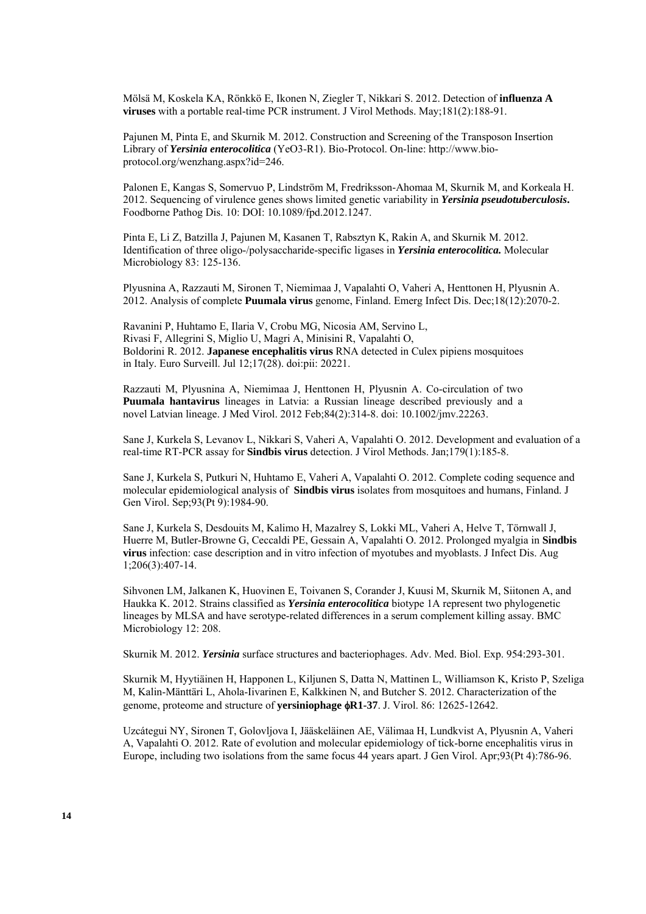Mölsä M, Koskela KA, Rönkkö E, Ikonen N, Ziegler T, Nikkari S. 2012. Detection of **influenza A viruses** with a portable real-time PCR instrument. J Virol Methods. May;181(2):188-91.

Pajunen M, Pinta E, and Skurnik M. 2012. Construction and Screening of the Transposon Insertion Library of ***Yersinia enterocolitica*** (YeO3-R1). Bio-Protocol. On-line: http://www.bio-protocol.org/wenzhang.aspx?id=246.

Palonen E, Kangas S, Somervuo P, Lindström M, Fredriksson-Ahomaa M, Skurnik M, and Korkeala H. 2012. Sequencing of virulence genes shows limited genetic variability in ***Yersinia pseudotuberculosis*.** Foodborne Pathog Dis. 10: DOI: 10.1089/fpd.2012.1247.

Pinta E, Li Z, Batzilla J, Pajunen M, Kasanen T, Rabsztyn K, Rakin A, and Skurnik M. 2012. Identification of three oligo-/polysaccharide-specific ligases in ***Yersinia enterocolitica*.** Molecular Microbiology 83: 125-136.

Plyusnina A, Razzauti M, Sironen T, Niemimaa J, Vapalahti O, Vaheri A, Henttonen H, Plyusnin A. 2012. Analysis of complete **Puumala virus** genome, Finland. Emerg Infect Dis. Dec;18(12):2070-2.

Ravanini P, Huhtamo E, Ilaria V, Crobu MG, Nicosia AM, Servino L, Rivasi F, Allegrini S, Miglio U, Magri A, Minisini R, Vapalahti O, Boldorini R. 2012. **Japanese encephalitis virus** RNA detected in Culex pipiens mosquitoes in Italy. Euro Surveill. Jul 12;17(28). doi:pii: 20221.

Razzauti M, Plyusnina A, Niemimaa J, Henttonen H, Plyusnin A. Co-circulation of two **Puumala hantavirus** lineages in Latvia: a Russian lineage described previously and a novel Latvian lineage. J Med Virol. 2012 Feb;84(2):314-8. doi: 10.1002/jmv.22263.

Sane J, Kurkela S, Levanov L, Nikkari S, Vaheri A, Vapalahti O. 2012. Development and evaluation of a real-time RT-PCR assay for **Sindbis virus** detection. J Virol Methods. Jan;179(1):185-8.

Sane J, Kurkela S, Putkuri N, Huhtamo E, Vaheri A, Vapalahti O. 2012. Complete coding sequence and molecular epidemiological analysis of **Sindbis virus** isolates from mosquitoes and humans, Finland. J Gen Virol. Sep;93(Pt 9):1984-90.

Sane J, Kurkela S, Desdouits M, Kalimo H, Mazalrey S, Lokki ML, Vaheri A, Helve T, Törnwall J, Huerre M, Butler-Browne G, Ceccaldi PE, Gessain A, Vapalahti O. 2012. Prolonged myalgia in **Sindbis virus** infection: case description and in vitro infection of myotubes and myoblasts. J Infect Dis. Aug 1;206(3):407-14.

Sihvonen LM, Jalkanen K, Huovinen E, Toivanen S, Corander J, Kuusi M, Skurnik M, Siitonen A, and Haukka K. 2012. Strains classified as ***Yersinia enterocolitica*** biotype 1A represent two phylogenetic lineages by MLSA and have serotype-related differences in a serum complement killing assay. BMC Microbiology 12: 208.

Skurnik M. 2012. ***Yersinia*** surface structures and bacteriophages. Adv. Med. Biol. Exp. 954:293-301.

Skurnik M, Hyytiäinen H, Happonen L, Kiljunen S, Datta N, Mattinen L, Williamson K, Kristo P, Szeliga M, Kalin-Mänttäri L, Ahola-Iivarinen E, Kalkkinen N, and Butcher S. 2012. Characterization of the genome, proteome and structure of **yersiniophage ϕR1-37**. J. Virol. 86: 12625-12642.

Uzcátegui NY, Sironen T, Golovljova I, Jääskeläinen AE, Välimaa H, Lundkvist A, Plyusnin A, Vaheri A, Vapalahti O. 2012. Rate of evolution and molecular epidemiology of tick-borne encephalitis virus in Europe, including two isolations from the same focus 44 years apart. J Gen Virol. Apr;93(Pt 4):786-96.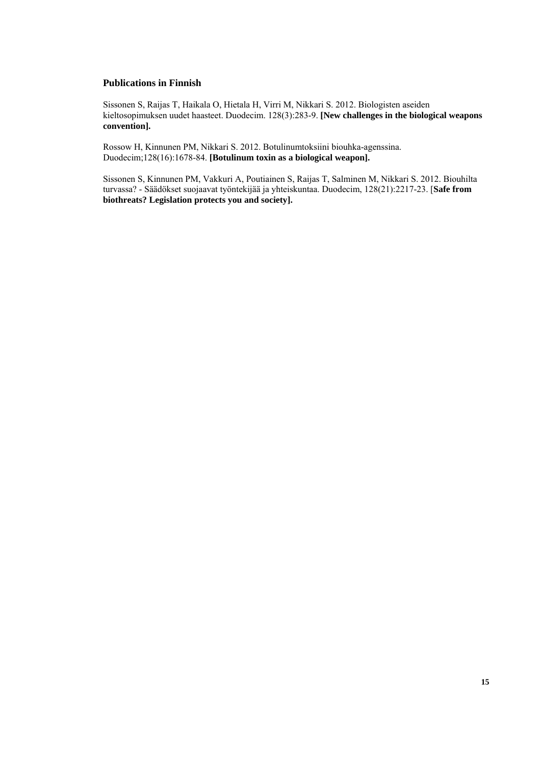### Publications in Finnish

Sissonen S, Raijas T, Haikala O, Hietala H, Virri M, Nikkari S. 2012. Biologisten aseiden kieltosopimuksen uudet haasteet. Duodecim. 128(3):283-9. **[New challenges in the biological weapons convention].**

Rossow H, Kinnunen PM, Nikkari S. 2012. Botulinumtoksiini biouhka-agenssina. Duodecim;128(16):1678-84. **[Botulinum toxin as a biological weapon].**

Sissonen S, Kinnunen PM, Vakkuri A, Poutiainen S, Raijas T, Salminen M, Nikkari S. 2012. Biouhilta turvassa? - Säädökset suojaavat työntekijää ja yhteiskuntaa. Duodecim, 128(21):2217-23. [**Safe from biothreats? Legislation protects you and society].**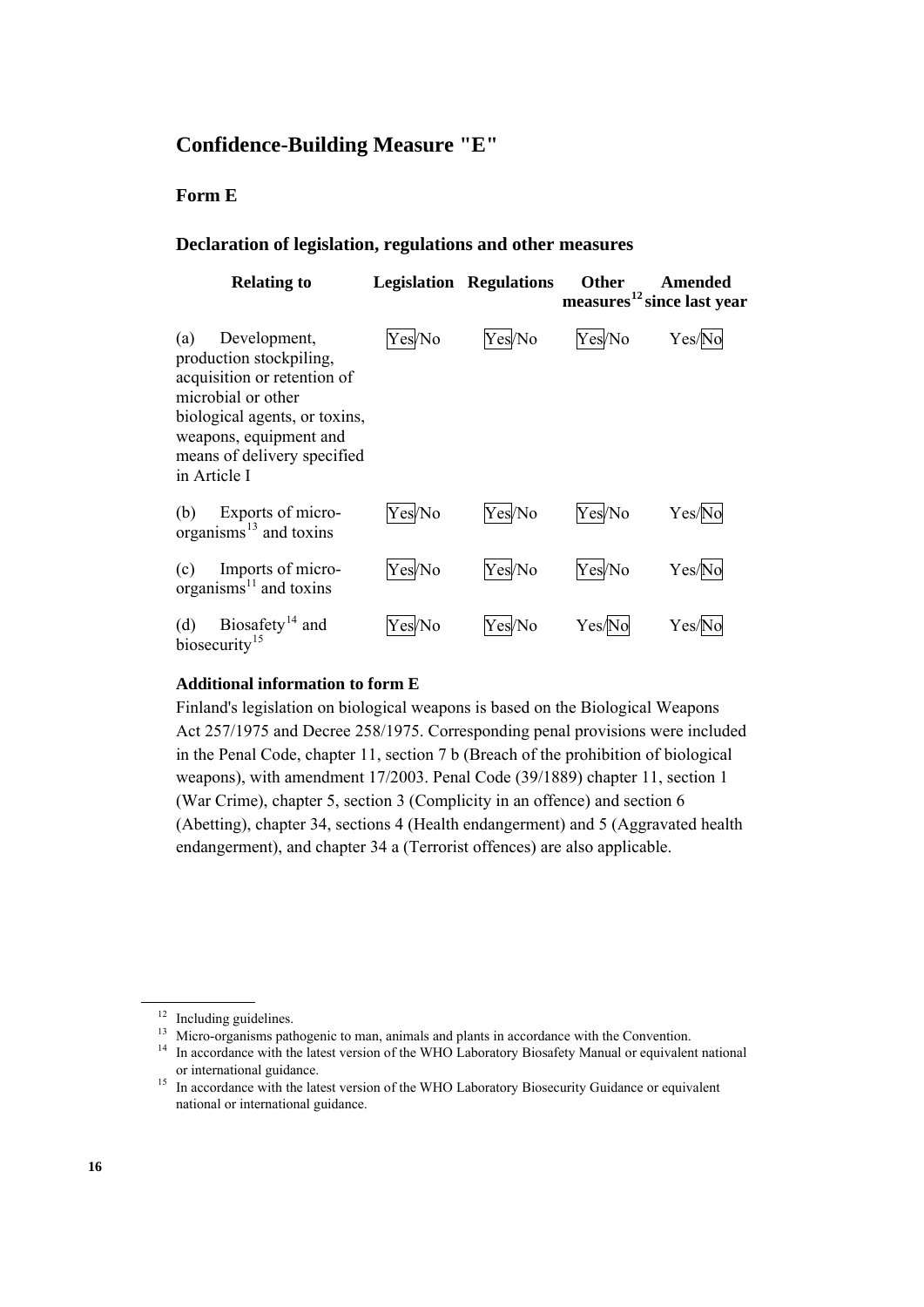## Confidence-Building Measure "E"

### Form E

### Declaration of legislation, regulations and other measures

| Relating to | Legislation | Regulations | Other measures[12] | Amended since last year |
|---|---|---|---|---|
| (a) Development, production stockpiling, acquisition or retention of microbial or other biological agents, or toxins, weapons, equipment and means of delivery specified in Article I | Yes/No | Yes/No | Yes/No | Yes/No |
| (b) Exports of micro-organisms[13] and toxins | Yes/No | Yes/No | Yes/No | Yes/No |
| (c) Imports of micro-organisms[11] and toxins | Yes/No | Yes/No | Yes/No | Yes/No |
| (d) Biosafety[14] and biosecurity[15] | Yes/No | Yes/No | Yes/No | Yes/No |

**Additional information to form E**

Finland's legislation on biological weapons is based on the Biological Weapons Act 257/1975 and Decree 258/1975. Corresponding penal provisions were included in the Penal Code, chapter 11, section 7 b (Breach of the prohibition of biological weapons), with amendment 17/2003. Penal Code (39/1889) chapter 11, section 1 (War Crime), chapter 5, section 3 (Complicity in an offence) and section 6 (Abetting), chapter 34, sections 4 (Health endangerment) and 5 (Aggravated health endangerment), and chapter 34 a (Terrorist offences) are also applicable.

---

[12] Including guidelines.

[13] Micro-organisms pathogenic to man, animals and plants in accordance with the Convention.

[14] In accordance with the latest version of the WHO Laboratory Biosafety Manual or equivalent national or international guidance.

[15] In accordance with the latest version of the WHO Laboratory Biosecurity Guidance or equivalent national or international guidance.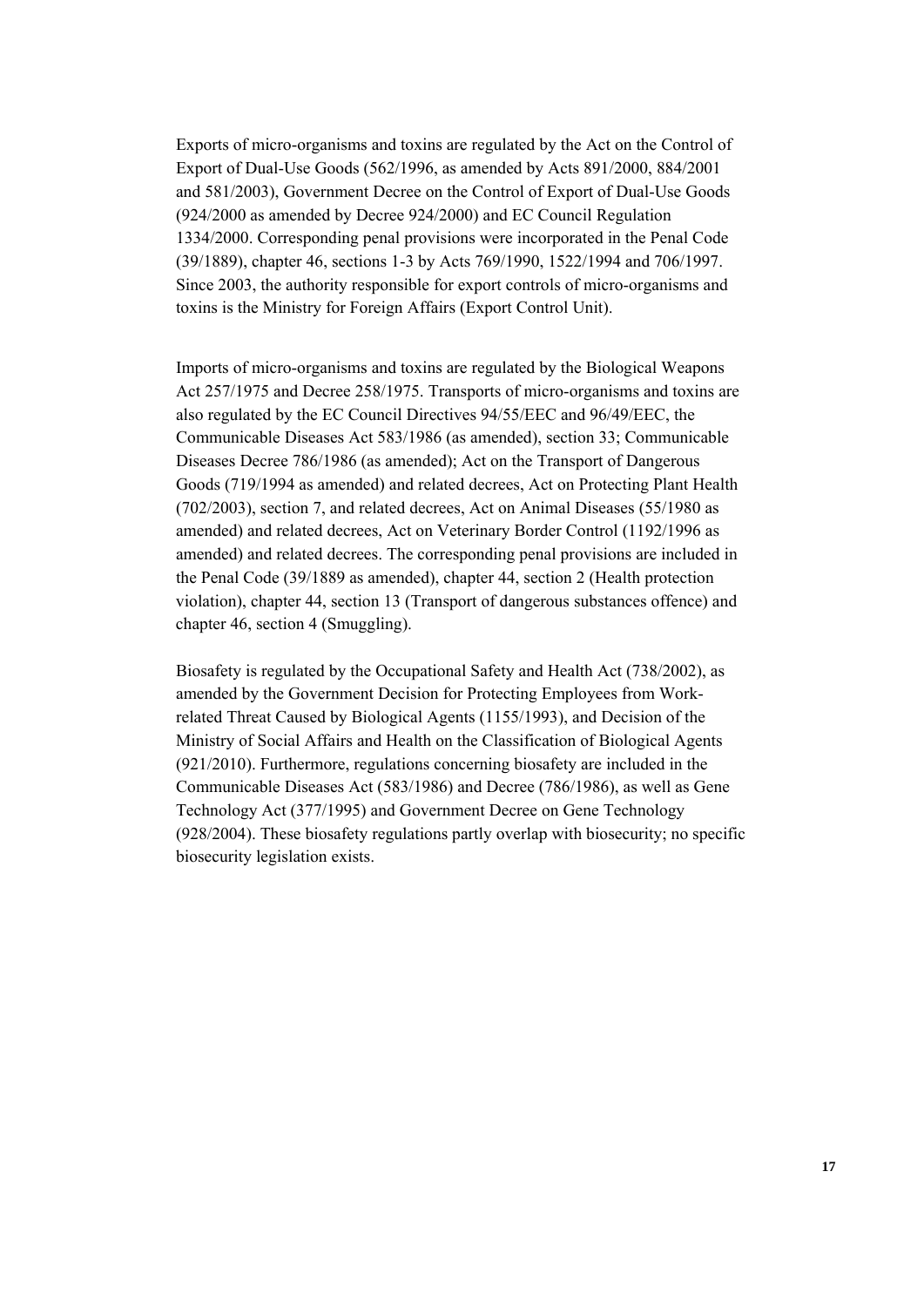Exports of micro-organisms and toxins are regulated by the Act on the Control of Export of Dual-Use Goods (562/1996, as amended by Acts 891/2000, 884/2001 and 581/2003), Government Decree on the Control of Export of Dual-Use Goods (924/2000 as amended by Decree 924/2000) and EC Council Regulation 1334/2000. Corresponding penal provisions were incorporated in the Penal Code (39/1889), chapter 46, sections 1-3 by Acts 769/1990, 1522/1994 and 706/1997. Since 2003, the authority responsible for export controls of micro-organisms and toxins is the Ministry for Foreign Affairs (Export Control Unit).

Imports of micro-organisms and toxins are regulated by the Biological Weapons Act 257/1975 and Decree 258/1975. Transports of micro-organisms and toxins are also regulated by the EC Council Directives 94/55/EEC and 96/49/EEC, the Communicable Diseases Act 583/1986 (as amended), section 33; Communicable Diseases Decree 786/1986 (as amended); Act on the Transport of Dangerous Goods (719/1994 as amended) and related decrees, Act on Protecting Plant Health (702/2003), section 7, and related decrees, Act on Animal Diseases (55/1980 as amended) and related decrees, Act on Veterinary Border Control (1192/1996 as amended) and related decrees. The corresponding penal provisions are included in the Penal Code (39/1889 as amended), chapter 44, section 2 (Health protection violation), chapter 44, section 13 (Transport of dangerous substances offence) and chapter 46, section 4 (Smuggling).

Biosafety is regulated by the Occupational Safety and Health Act (738/2002), as amended by the Government Decision for Protecting Employees from Work-related Threat Caused by Biological Agents (1155/1993), and Decision of the Ministry of Social Affairs and Health on the Classification of Biological Agents (921/2010). Furthermore, regulations concerning biosafety are included in the Communicable Diseases Act (583/1986) and Decree (786/1986), as well as Gene Technology Act (377/1995) and Government Decree on Gene Technology (928/2004). These biosafety regulations partly overlap with biosecurity; no specific biosecurity legislation exists.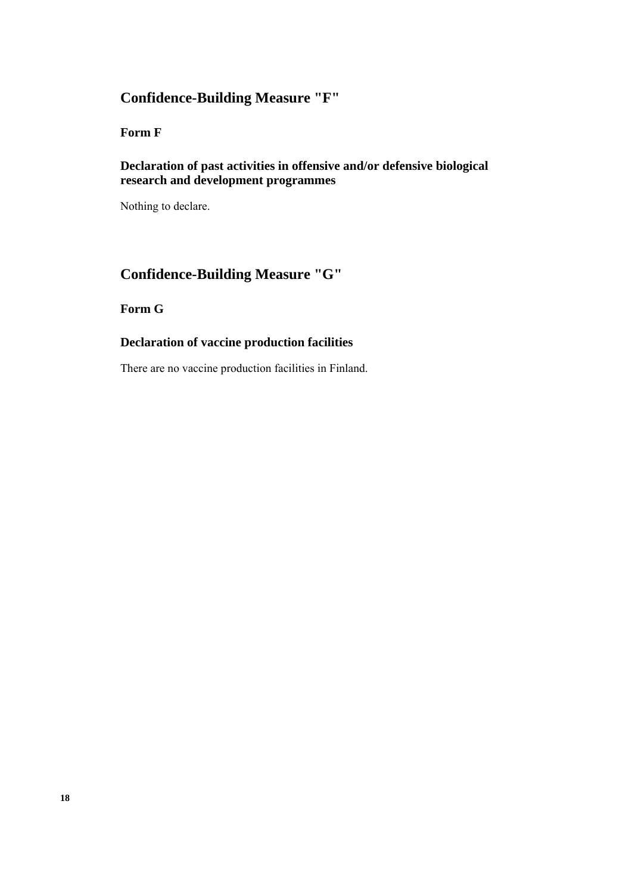## Confidence-Building Measure "F"

### Form F

### Declaration of past activities in offensive and/or defensive biological research and development programmes

Nothing to declare.

## Confidence-Building Measure "G"

### Form G

### Declaration of vaccine production facilities

There are no vaccine production facilities in Finland.